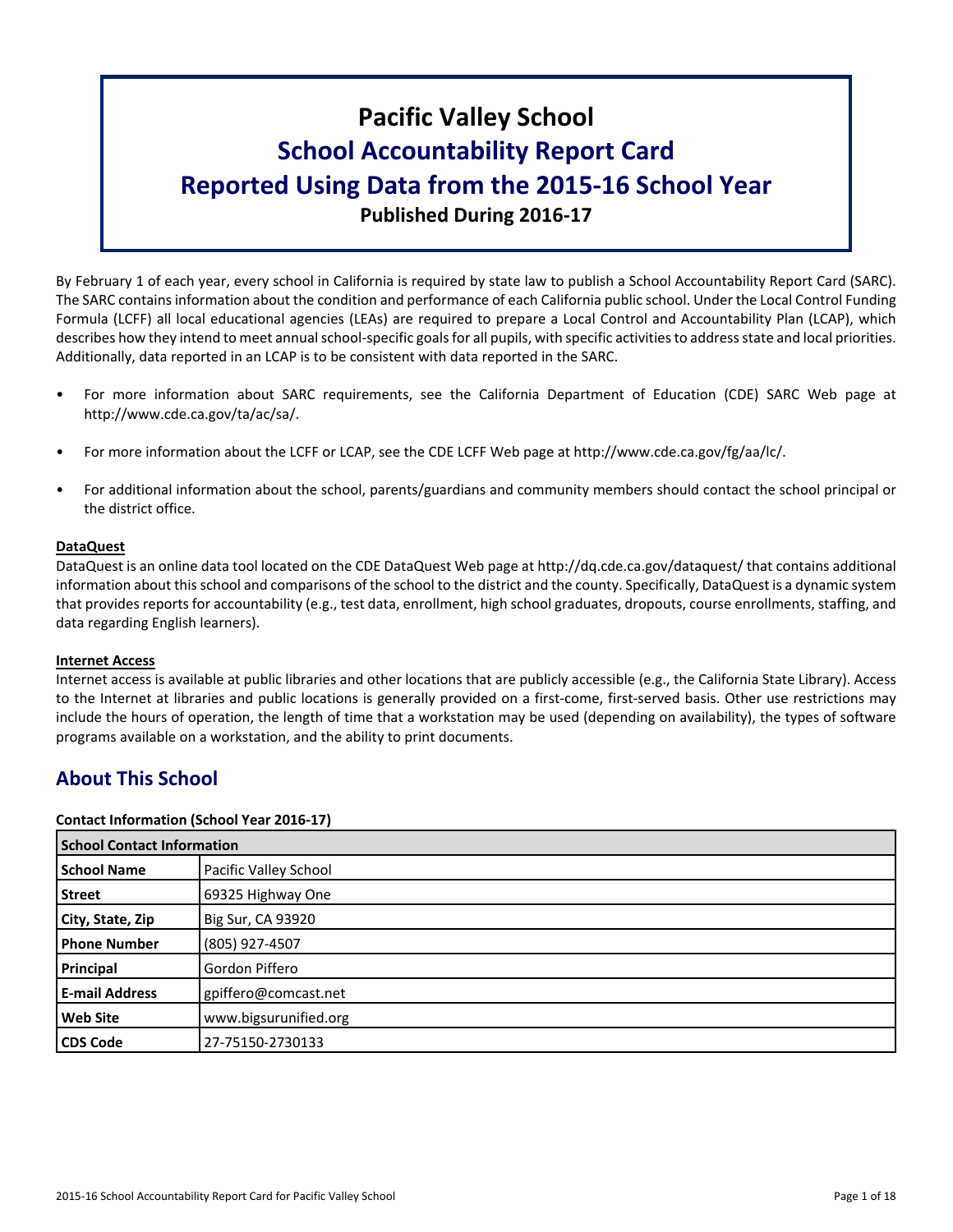# Pacific Valley School

## School Accountability Report Card

## Reported Using Data from the 2015-16 School Year

**Published During 2016-17**

By February 1 of each year, every school in California is required by state law to publish a School Accountability Report Card (SARC). The SARC contains information about the condition and performance of each California public school. Under the Local Control Funding Formula (LCFF) all local educational agencies (LEAs) are required to prepare a Local Control and Accountability Plan (LCAP), which describes how they intend to meet annual school-specific goals for all pupils, with specific activities to address state and local priorities. Additionally, data reported in an LCAP is to be consistent with data reported in the SARC.

- For more information about SARC requirements, see the California Department of Education (CDE) SARC Web page at http://www.cde.ca.gov/ta/ac/sa/.
- For more information about the LCFF or LCAP, see the CDE LCFF Web page at http://www.cde.ca.gov/fg/aa/lc/.
- For additional information about the school, parents/guardians and community members should contact the school principal or the district office.

**DataQuest**

DataQuest is an online data tool located on the CDE DataQuest Web page at http://dq.cde.ca.gov/dataquest/ that contains additional information about this school and comparisons of the school to the district and the county. Specifically, DataQuest is a dynamic system that provides reports for accountability (e.g., test data, enrollment, high school graduates, dropouts, course enrollments, staffing, and data regarding English learners).

**Internet Access**

Internet access is available at public libraries and other locations that are publicly accessible (e.g., the California State Library). Access to the Internet at libraries and public locations is generally provided on a first-come, first-served basis. Other use restrictions may include the hours of operation, the length of time that a workstation may be used (depending on availability), the types of software programs available on a workstation, and the ability to print documents.

## About This School

**Contact Information (School Year 2016-17)**

| School Contact Information | |
|---|---|
| **School Name** | Pacific Valley School |
| **Street** | 69325 Highway One |
| **City, State, Zip** | Big Sur, CA 93920 |
| **Phone Number** | (805) 927-4507 |
| **Principal** | Gordon Piffero |
| **E-mail Address** | gpiffero@comcast.net |
| **Web Site** | www.bigsurunified.org |
| **CDS Code** | 27-75150-2730133 |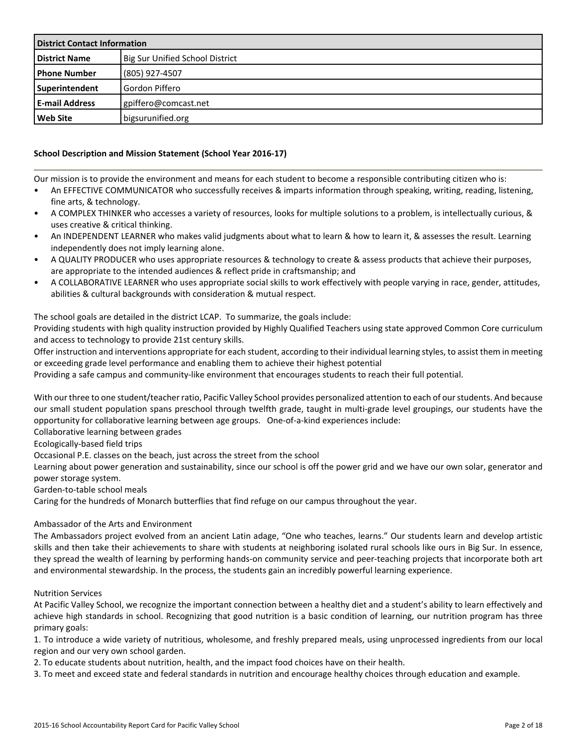| District Contact Information | |
|---|---|
| **District Name** | Big Sur Unified School District |
| **Phone Number** | (805) 927-4507 |
| **Superintendent** | Gordon Piffero |
| **E-mail Address** | gpiffero@comcast.net |
| **Web Site** | bigsurunified.org |

### School Description and Mission Statement (School Year 2016-17)

Our mission is to provide the environment and means for each student to become a responsible contributing citizen who is:

- An EFFECTIVE COMMUNICATOR who successfully receives & imparts information through speaking, writing, reading, listening, fine arts, & technology.
- A COMPLEX THINKER who accesses a variety of resources, looks for multiple solutions to a problem, is intellectually curious, & uses creative & critical thinking.
- An INDEPENDENT LEARNER who makes valid judgments about what to learn & how to learn it, & assesses the result. Learning independently does not imply learning alone.
- A QUALITY PRODUCER who uses appropriate resources & technology to create & assess products that achieve their purposes, are appropriate to the intended audiences & reflect pride in craftsmanship; and
- A COLLABORATIVE LEARNER who uses appropriate social skills to work effectively with people varying in race, gender, attitudes, abilities & cultural backgrounds with consideration & mutual respect.

The school goals are detailed in the district LCAP. To summarize, the goals include:
Providing students with high quality instruction provided by Highly Qualified Teachers using state approved Common Core curriculum and access to technology to provide 21st century skills.
Offer instruction and interventions appropriate for each student, according to their individual learning styles, to assist them in meeting or exceeding grade level performance and enabling them to achieve their highest potential
Providing a safe campus and community-like environment that encourages students to reach their full potential.

With our three to one student/teacher ratio, Pacific Valley School provides personalized attention to each of our students. And because our small student population spans preschool through twelfth grade, taught in multi-grade level groupings, our students have the opportunity for collaborative learning between age groups. One-of-a-kind experiences include:
Collaborative learning between grades
Ecologically-based field trips
Occasional P.E. classes on the beach, just across the street from the school
Learning about power generation and sustainability, since our school is off the power grid and we have our own solar, generator and power storage system.
Garden-to-table school meals
Caring for the hundreds of Monarch butterflies that find refuge on our campus throughout the year.

Ambassador of the Arts and Environment
The Ambassadors project evolved from an ancient Latin adage, "One who teaches, learns." Our students learn and develop artistic skills and then take their achievements to share with students at neighboring isolated rural schools like ours in Big Sur. In essence, they spread the wealth of learning by performing hands-on community service and peer-teaching projects that incorporate both art and environmental stewardship. In the process, the students gain an incredibly powerful learning experience.

Nutrition Services
At Pacific Valley School, we recognize the important connection between a healthy diet and a student's ability to learn effectively and achieve high standards in school. Recognizing that good nutrition is a basic condition of learning, our nutrition program has three primary goals:

1. To introduce a wide variety of nutritious, wholesome, and freshly prepared meals, using unprocessed ingredients from our local region and our very own school garden.
2. To educate students about nutrition, health, and the impact food choices have on their health.
3. To meet and exceed state and federal standards in nutrition and encourage healthy choices through education and example.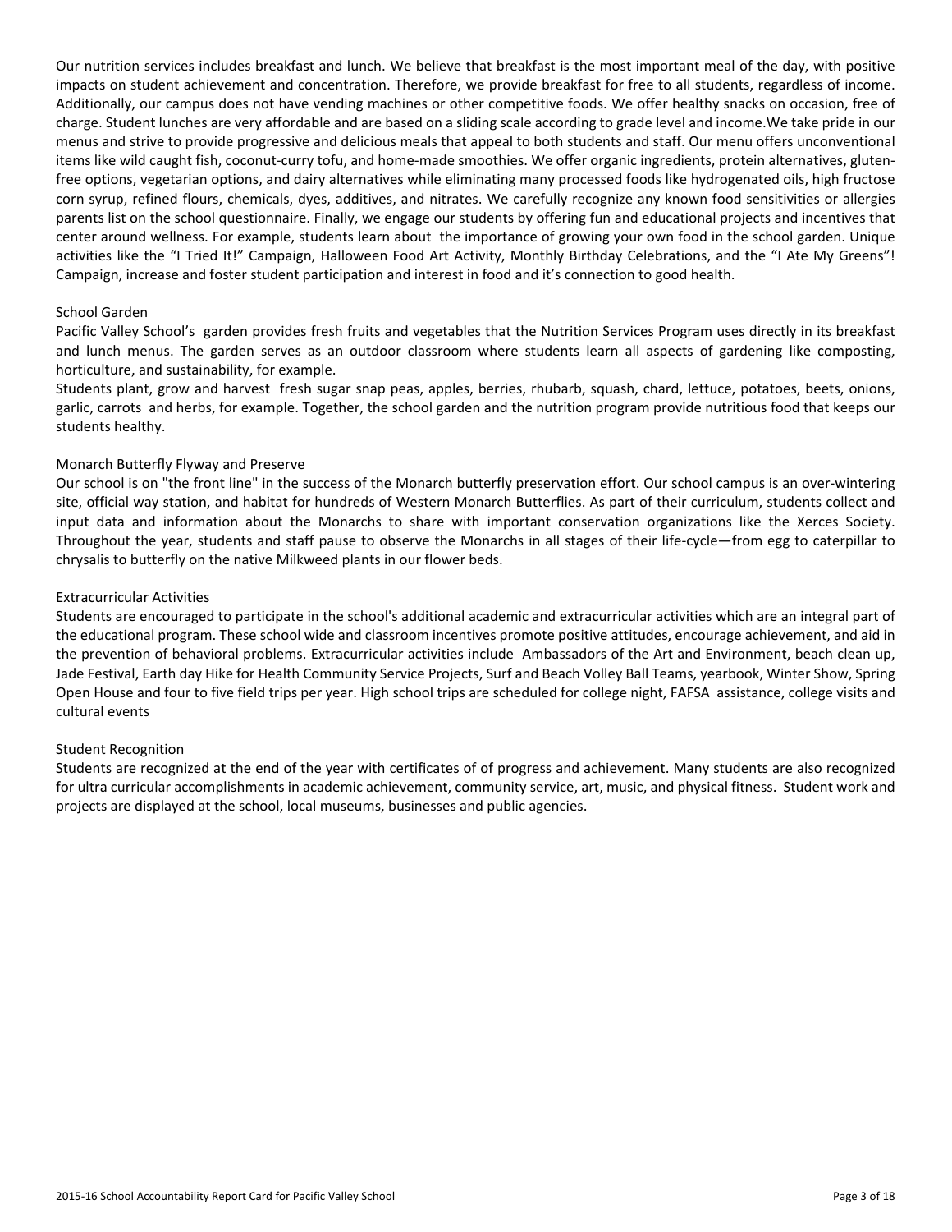Our nutrition services includes breakfast and lunch. We believe that breakfast is the most important meal of the day, with positive impacts on student achievement and concentration. Therefore, we provide breakfast for free to all students, regardless of income. Additionally, our campus does not have vending machines or other competitive foods. We offer healthy snacks on occasion, free of charge. Student lunches are very affordable and are based on a sliding scale according to grade level and income.We take pride in our menus and strive to provide progressive and delicious meals that appeal to both students and staff. Our menu offers unconventional items like wild caught fish, coconut-curry tofu, and home-made smoothies. We offer organic ingredients, protein alternatives, gluten-free options, vegetarian options, and dairy alternatives while eliminating many processed foods like hydrogenated oils, high fructose corn syrup, refined flours, chemicals, dyes, additives, and nitrates. We carefully recognize any known food sensitivities or allergies parents list on the school questionnaire. Finally, we engage our students by offering fun and educational projects and incentives that center around wellness. For example, students learn about the importance of growing your own food in the school garden. Unique activities like the "I Tried It!" Campaign, Halloween Food Art Activity, Monthly Birthday Celebrations, and the "I Ate My Greens"! Campaign, increase and foster student participation and interest in food and it's connection to good health.

## School Garden

Pacific Valley School's garden provides fresh fruits and vegetables that the Nutrition Services Program uses directly in its breakfast and lunch menus. The garden serves as an outdoor classroom where students learn all aspects of gardening like composting, horticulture, and sustainability, for example.

Students plant, grow and harvest fresh sugar snap peas, apples, berries, rhubarb, squash, chard, lettuce, potatoes, beets, onions, garlic, carrots and herbs, for example. Together, the school garden and the nutrition program provide nutritious food that keeps our students healthy.

## Monarch Butterfly Flyway and Preserve

Our school is on "the front line" in the success of the Monarch butterfly preservation effort. Our school campus is an over-wintering site, official way station, and habitat for hundreds of Western Monarch Butterflies. As part of their curriculum, students collect and input data and information about the Monarchs to share with important conservation organizations like the Xerces Society. Throughout the year, students and staff pause to observe the Monarchs in all stages of their life-cycle—from egg to caterpillar to chrysalis to butterfly on the native Milkweed plants in our flower beds.

## Extracurricular Activities

Students are encouraged to participate in the school's additional academic and extracurricular activities which are an integral part of the educational program. These school wide and classroom incentives promote positive attitudes, encourage achievement, and aid in the prevention of behavioral problems. Extracurricular activities include Ambassadors of the Art and Environment, beach clean up, Jade Festival, Earth day Hike for Health Community Service Projects, Surf and Beach Volley Ball Teams, yearbook, Winter Show, Spring Open House and four to five field trips per year. High school trips are scheduled for college night, FAFSA assistance, college visits and cultural events

## Student Recognition

Students are recognized at the end of the year with certificates of of progress and achievement. Many students are also recognized for ultra curricular accomplishments in academic achievement, community service, art, music, and physical fitness. Student work and projects are displayed at the school, local museums, businesses and public agencies.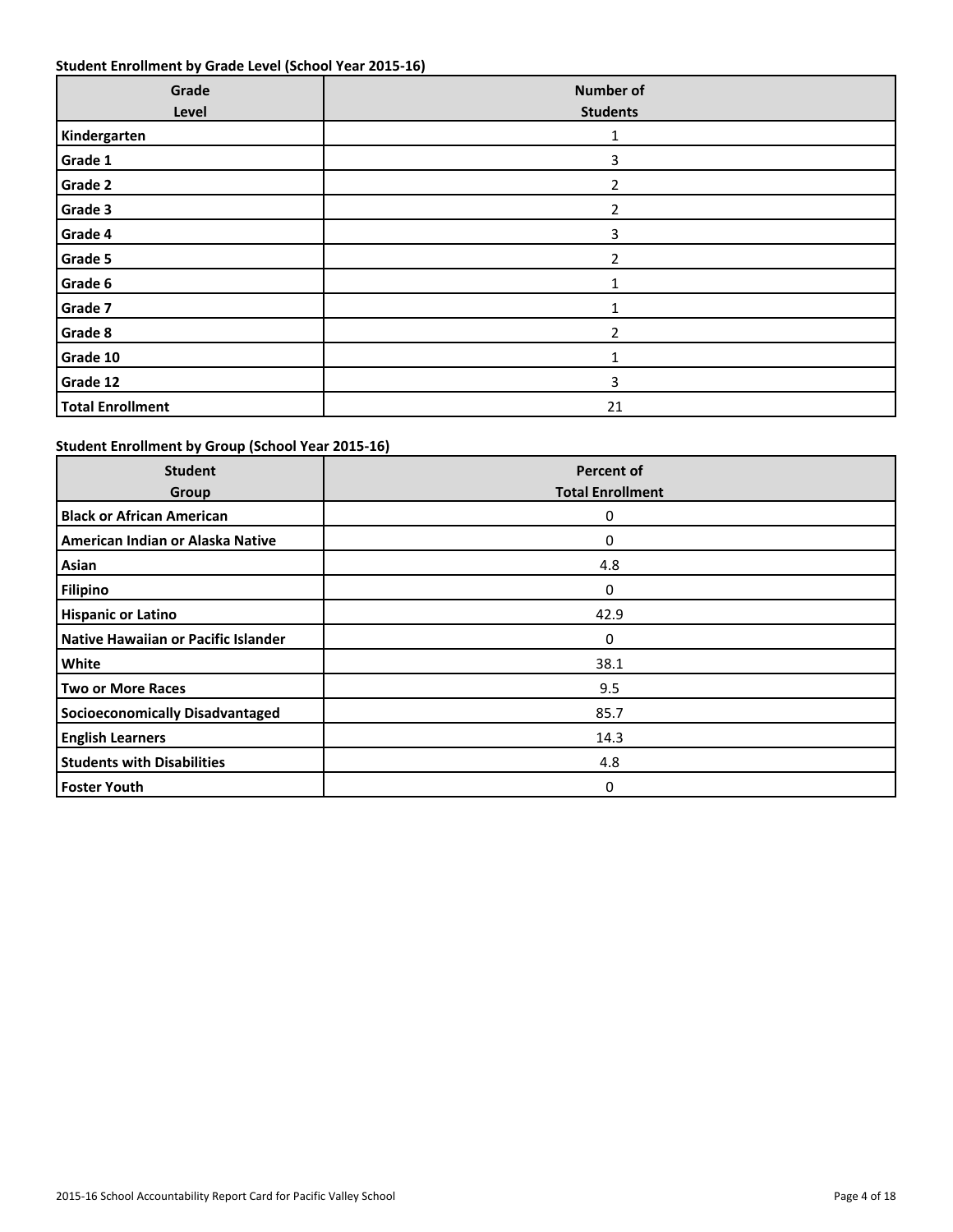**Student Enrollment by Grade Level (School Year 2015-16)**

| Grade Level | Number of Students |
|---|---|
| **Kindergarten** | 1 |
| **Grade 1** | 3 |
| **Grade 2** | 2 |
| **Grade 3** | 2 |
| **Grade 4** | 3 |
| **Grade 5** | 2 |
| **Grade 6** | 1 |
| **Grade 7** | 1 |
| **Grade 8** | 2 |
| **Grade 10** | 1 |
| **Grade 12** | 3 |
| **Total Enrollment** | 21 |

**Student Enrollment by Group (School Year 2015-16)**

| Student Group | Percent of Total Enrollment |
|---|---|
| **Black or African American** | 0 |
| **American Indian or Alaska Native** | 0 |
| **Asian** | 4.8 |
| **Filipino** | 0 |
| **Hispanic or Latino** | 42.9 |
| **Native Hawaiian or Pacific Islander** | 0 |
| **White** | 38.1 |
| **Two or More Races** | 9.5 |
| **Socioeconomically Disadvantaged** | 85.7 |
| **English Learners** | 14.3 |
| **Students with Disabilities** | 4.8 |
| **Foster Youth** | 0 |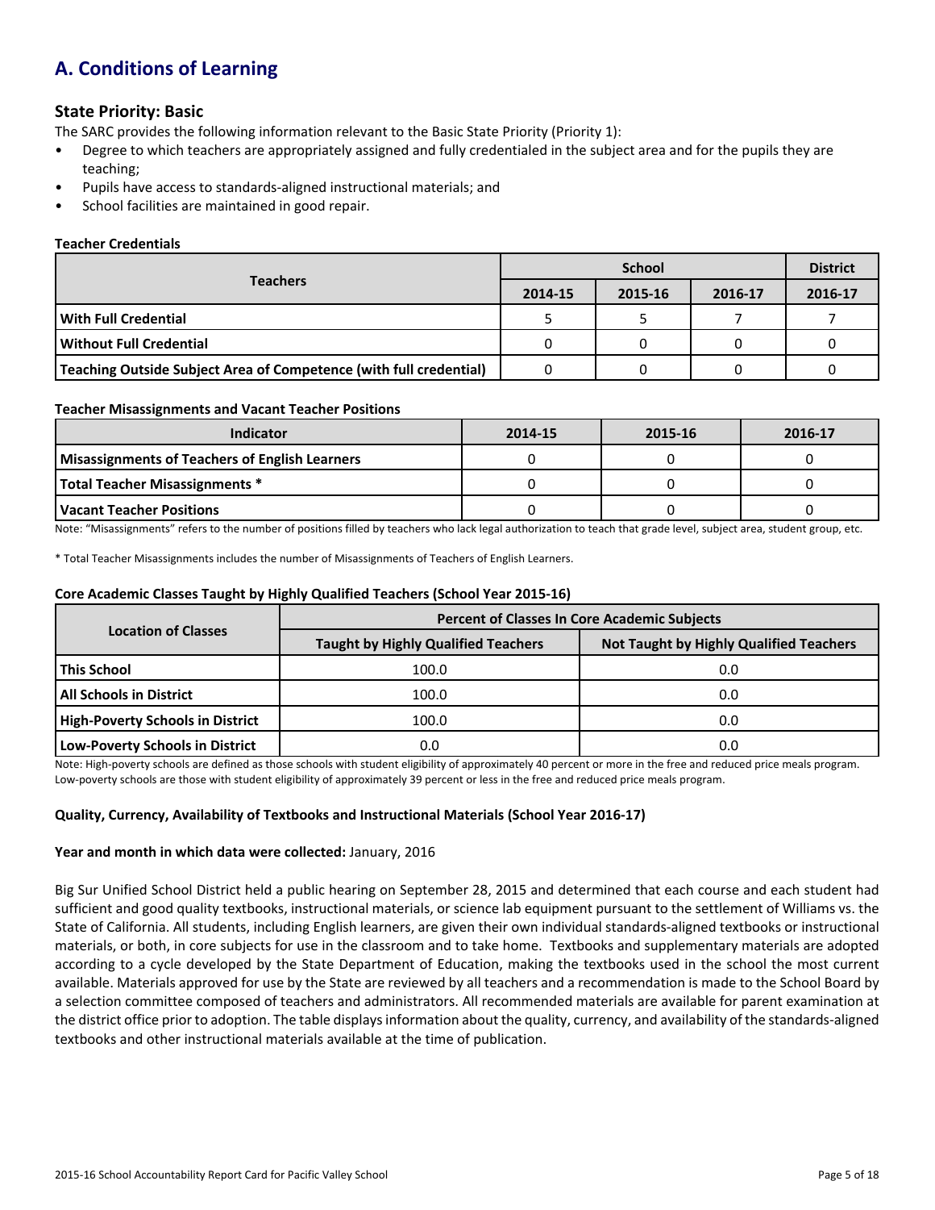## A. Conditions of Learning

### State Priority: Basic

The SARC provides the following information relevant to the Basic State Priority (Priority 1):

- Degree to which teachers are appropriately assigned and fully credentialed in the subject area and for the pupils they are teaching;
- Pupils have access to standards-aligned instructional materials; and
- School facilities are maintained in good repair.

#### Teacher Credentials

| Teachers | School | | | District |
|---|---|---|---|---|
| | 2014-15 | 2015-16 | 2016-17 | 2016-17 |
| With Full Credential | 5 | 5 | 7 | 7 |
| Without Full Credential | 0 | 0 | 0 | 0 |
| Teaching Outside Subject Area of Competence (with full credential) | 0 | 0 | 0 | 0 |

#### Teacher Misassignments and Vacant Teacher Positions

| Indicator | 2014-15 | 2015-16 | 2016-17 |
|---|---|---|---|
| Misassignments of Teachers of English Learners | 0 | 0 | 0 |
| Total Teacher Misassignments * | 0 | 0 | 0 |
| Vacant Teacher Positions | 0 | 0 | 0 |

Note: "Misassignments" refers to the number of positions filled by teachers who lack legal authorization to teach that grade level, subject area, student group, etc.

* Total Teacher Misassignments includes the number of Misassignments of Teachers of English Learners.

#### Core Academic Classes Taught by Highly Qualified Teachers (School Year 2015-16)

| Location of Classes | Percent of Classes In Core Academic Subjects | |
|---|---|---|
| | Taught by Highly Qualified Teachers | Not Taught by Highly Qualified Teachers |
| This School | 100.0 | 0.0 |
| All Schools in District | 100.0 | 0.0 |
| High-Poverty Schools in District | 100.0 | 0.0 |
| Low-Poverty Schools in District | 0.0 | 0.0 |

Note: High-poverty schools are defined as those schools with student eligibility of approximately 40 percent or more in the free and reduced price meals program. Low-poverty schools are those with student eligibility of approximately 39 percent or less in the free and reduced price meals program.

#### Quality, Currency, Availability of Textbooks and Instructional Materials (School Year 2016-17)

**Year and month in which data were collected:** January, 2016

Big Sur Unified School District held a public hearing on September 28, 2015 and determined that each course and each student had sufficient and good quality textbooks, instructional materials, or science lab equipment pursuant to the settlement of Williams vs. the State of California. All students, including English learners, are given their own individual standards-aligned textbooks or instructional materials, or both, in core subjects for use in the classroom and to take home. Textbooks and supplementary materials are adopted according to a cycle developed by the State Department of Education, making the textbooks used in the school the most current available. Materials approved for use by the State are reviewed by all teachers and a recommendation is made to the School Board by a selection committee composed of teachers and administrators. All recommended materials are available for parent examination at the district office prior to adoption. The table displays information about the quality, currency, and availability of the standards-aligned textbooks and other instructional materials available at the time of publication.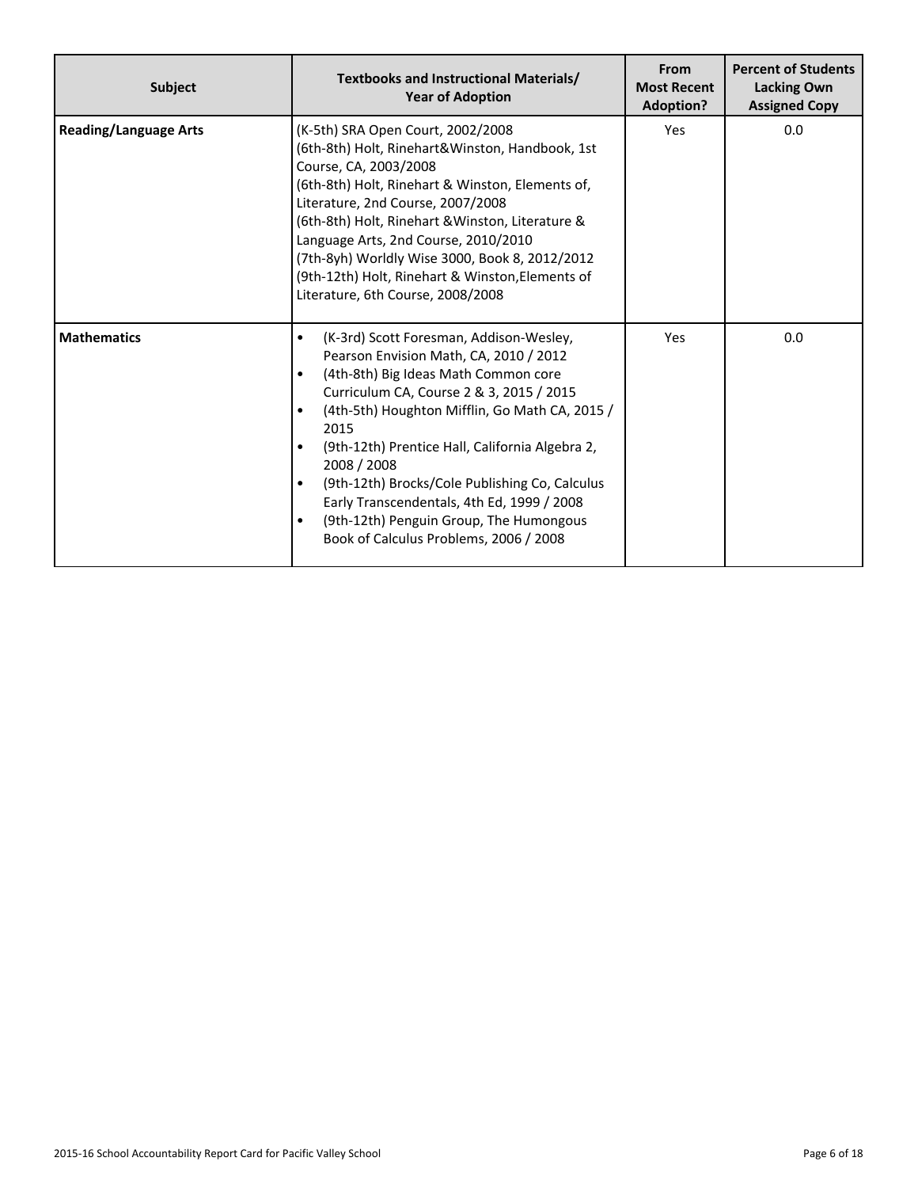| Subject | Textbooks and Instructional Materials/ Year of Adoption | From Most Recent Adoption? | Percent of Students Lacking Own Assigned Copy |
| --- | --- | --- | --- |
| **Reading/Language Arts** | (K-5th) SRA Open Court, 2002/2008<br>(6th-8th) Holt, Rinehart&Winston, Handbook, 1st Course, CA, 2003/2008<br>(6th-8th) Holt, Rinehart & Winston, Elements of, Literature, 2nd Course, 2007/2008<br>(6th-8th) Holt, Rinehart &Winston, Literature & Language Arts, 2nd Course, 2010/2010<br>(7th-8yh) Worldly Wise 3000, Book 8, 2012/2012<br>(9th-12th) Holt, Rinehart & Winston,Elements of Literature, 6th Course, 2008/2008 | Yes | 0.0 |
| **Mathematics** | • (K-3rd) Scott Foresman, Addison-Wesley, Pearson Envision Math, CA, 2010 / 2012<br>• (4th-8th) Big Ideas Math Common core Curriculum CA, Course 2 & 3, 2015 / 2015<br>• (4th-5th) Houghton Mifflin, Go Math CA, 2015 / 2015<br>• (9th-12th) Prentice Hall, California Algebra 2, 2008 / 2008<br>• (9th-12th) Brocks/Cole Publishing Co, Calculus Early Transcendentals, 4th Ed, 1999 / 2008<br>• (9th-12th) Penguin Group, The Humongous Book of Calculus Problems, 2006 / 2008 | Yes | 0.0 |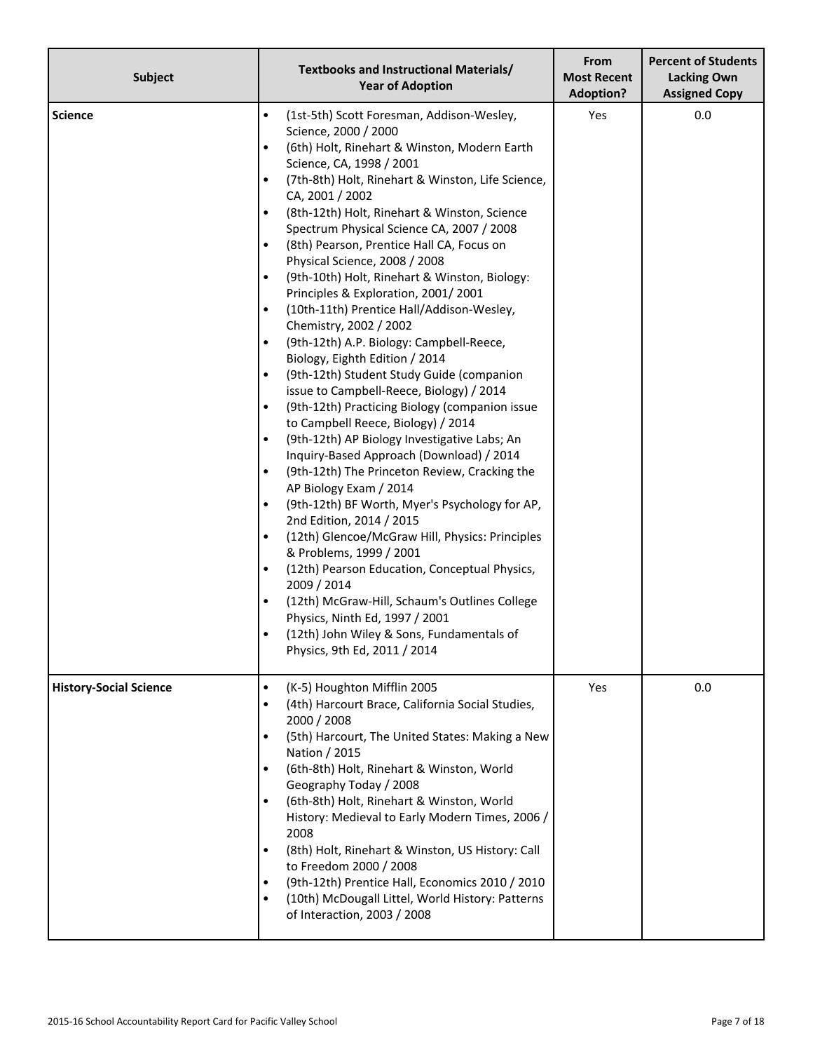| Subject | Textbooks and Instructional Materials/ Year of Adoption | From Most Recent Adoption? | Percent of Students Lacking Own Assigned Copy |
|---|---|---|---|
| **Science** | • (1st-5th) Scott Foresman, Addison-Wesley, Science, 2000 / 2000<br>• (6th) Holt, Rinehart & Winston, Modern Earth Science, CA, 1998 / 2001<br>• (7th-8th) Holt, Rinehart & Winston, Life Science, CA, 2001 / 2002<br>• (8th-12th) Holt, Rinehart & Winston, Science Spectrum Physical Science CA, 2007 / 2008<br>• (8th) Pearson, Prentice Hall CA, Focus on Physical Science, 2008 / 2008<br>• (9th-10th) Holt, Rinehart & Winston, Biology: Principles & Exploration, 2001/ 2001<br>• (10th-11th) Prentice Hall/Addison-Wesley, Chemistry, 2002 / 2002<br>• (9th-12th) A.P. Biology: Campbell-Reece, Biology, Eighth Edition / 2014<br>• (9th-12th) Student Study Guide (companion issue to Campbell-Reece, Biology) / 2014<br>• (9th-12th) Practicing Biology (companion issue to Campbell Reece, Biology) / 2014<br>• (9th-12th) AP Biology Investigative Labs; An Inquiry-Based Approach (Download) / 2014<br>• (9th-12th) The Princeton Review, Cracking the AP Biology Exam / 2014<br>• (9th-12th) BF Worth, Myer's Psychology for AP, 2nd Edition, 2014 / 2015<br>• (12th) Glencoe/McGraw Hill, Physics: Principles & Problems, 1999 / 2001<br>• (12th) Pearson Education, Conceptual Physics, 2009 / 2014<br>• (12th) McGraw-Hill, Schaum's Outlines College Physics, Ninth Ed, 1997 / 2001<br>• (12th) John Wiley & Sons, Fundamentals of Physics, 9th Ed, 2011 / 2014 | Yes | 0.0 |
| **History-Social Science** | • (K-5) Houghton Mifflin 2005<br>• (4th) Harcourt Brace, California Social Studies, 2000 / 2008<br>• (5th) Harcourt, The United States: Making a New Nation / 2015<br>• (6th-8th) Holt, Rinehart & Winston, World Geography Today / 2008<br>• (6th-8th) Holt, Rinehart & Winston, World History: Medieval to Early Modern Times, 2006 / 2008<br>• (8th) Holt, Rinehart & Winston, US History: Call to Freedom 2000 / 2008<br>• (9th-12th) Prentice Hall, Economics 2010 / 2010<br>• (10th) McDougall Littel, World History: Patterns of Interaction, 2003 / 2008 | Yes | 0.0 |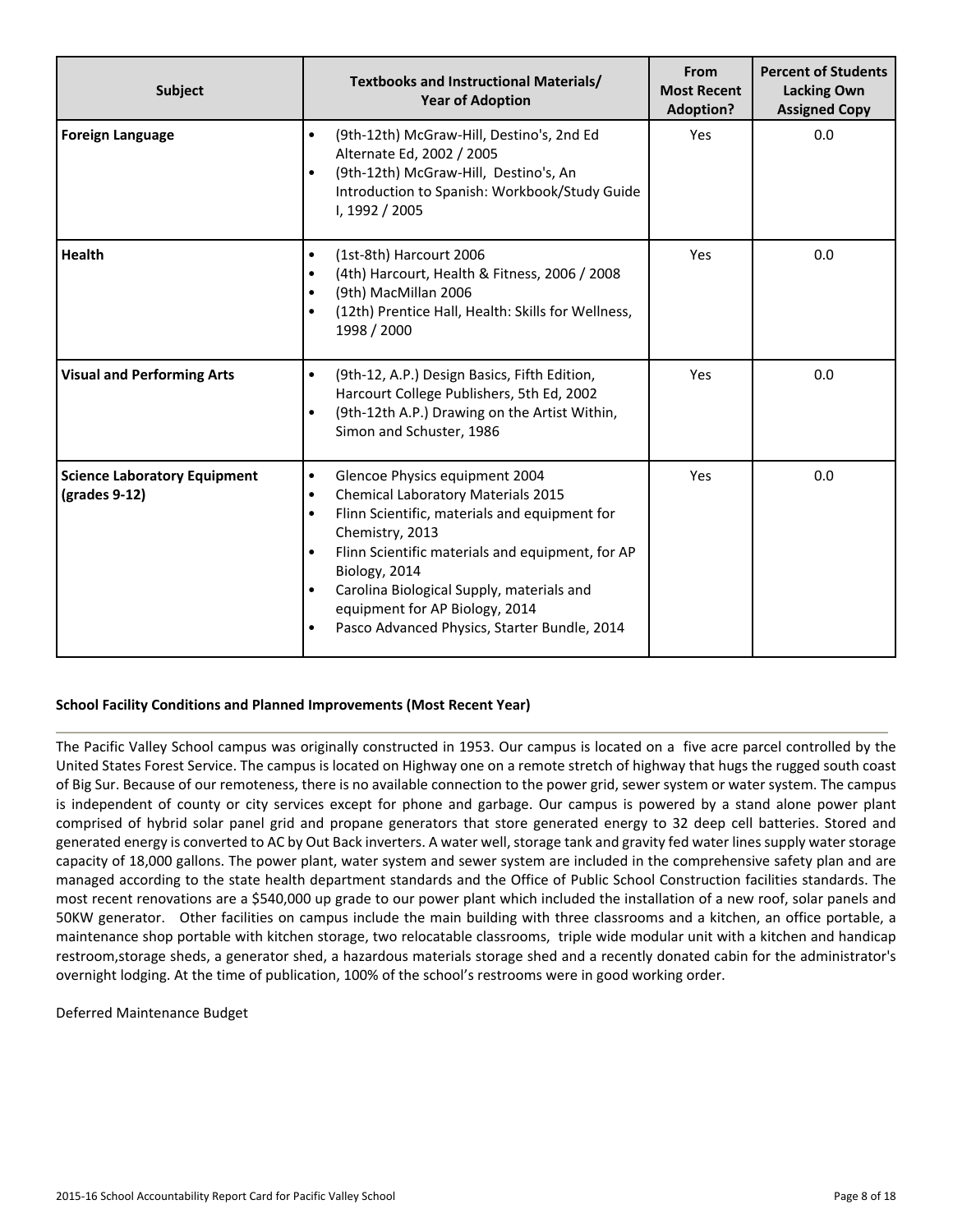| Subject | Textbooks and Instructional Materials/ Year of Adoption | From Most Recent Adoption? | Percent of Students Lacking Own Assigned Copy |
|---|---|---|---|
| **Foreign Language** | • (9th-12th) McGraw-Hill, Destino's, 2nd Ed Alternate Ed, 2002 / 2005<br>• (9th-12th) McGraw-Hill, Destino's, An Introduction to Spanish: Workbook/Study Guide I, 1992 / 2005 | Yes | 0.0 |
| **Health** | • (1st-8th) Harcourt 2006<br>• (4th) Harcourt, Health & Fitness, 2006 / 2008<br>• (9th) MacMillan 2006<br>• (12th) Prentice Hall, Health: Skills for Wellness, 1998 / 2000 | Yes | 0.0 |
| **Visual and Performing Arts** | • (9th-12, A.P.) Design Basics, Fifth Edition, Harcourt College Publishers, 5th Ed, 2002<br>• (9th-12th A.P.) Drawing on the Artist Within, Simon and Schuster, 1986 | Yes | 0.0 |
| **Science Laboratory Equipment (grades 9-12)** | • Glencoe Physics equipment 2004<br>• Chemical Laboratory Materials 2015<br>• Flinn Scientific, materials and equipment for Chemistry, 2013<br>• Flinn Scientific materials and equipment, for AP Biology, 2014<br>• Carolina Biological Supply, materials and equipment for AP Biology, 2014<br>• Pasco Advanced Physics, Starter Bundle, 2014 | Yes | 0.0 |

### School Facility Conditions and Planned Improvements (Most Recent Year)

The Pacific Valley School campus was originally constructed in 1953. Our campus is located on a five acre parcel controlled by the United States Forest Service. The campus is located on Highway one on a remote stretch of highway that hugs the rugged south coast of Big Sur. Because of our remoteness, there is no available connection to the power grid, sewer system or water system. The campus is independent of county or city services except for phone and garbage. Our campus is powered by a stand alone power plant comprised of hybrid solar panel grid and propane generators that store generated energy to 32 deep cell batteries. Stored and generated energy is converted to AC by Out Back inverters. A water well, storage tank and gravity fed water lines supply water storage capacity of 18,000 gallons. The power plant, water system and sewer system are included in the comprehensive safety plan and are managed according to the state health department standards and the Office of Public School Construction facilities standards. The most recent renovations are a $540,000 up grade to our power plant which included the installation of a new roof, solar panels and 50KW generator. Other facilities on campus include the main building with three classrooms and a kitchen, an office portable, a maintenance shop portable with kitchen storage, two relocatable classrooms, triple wide modular unit with a kitchen and handicap restroom,storage sheds, a generator shed, a hazardous materials storage shed and a recently donated cabin for the administrator's overnight lodging. At the time of publication, 100% of the school's restrooms were in good working order.

Deferred Maintenance Budget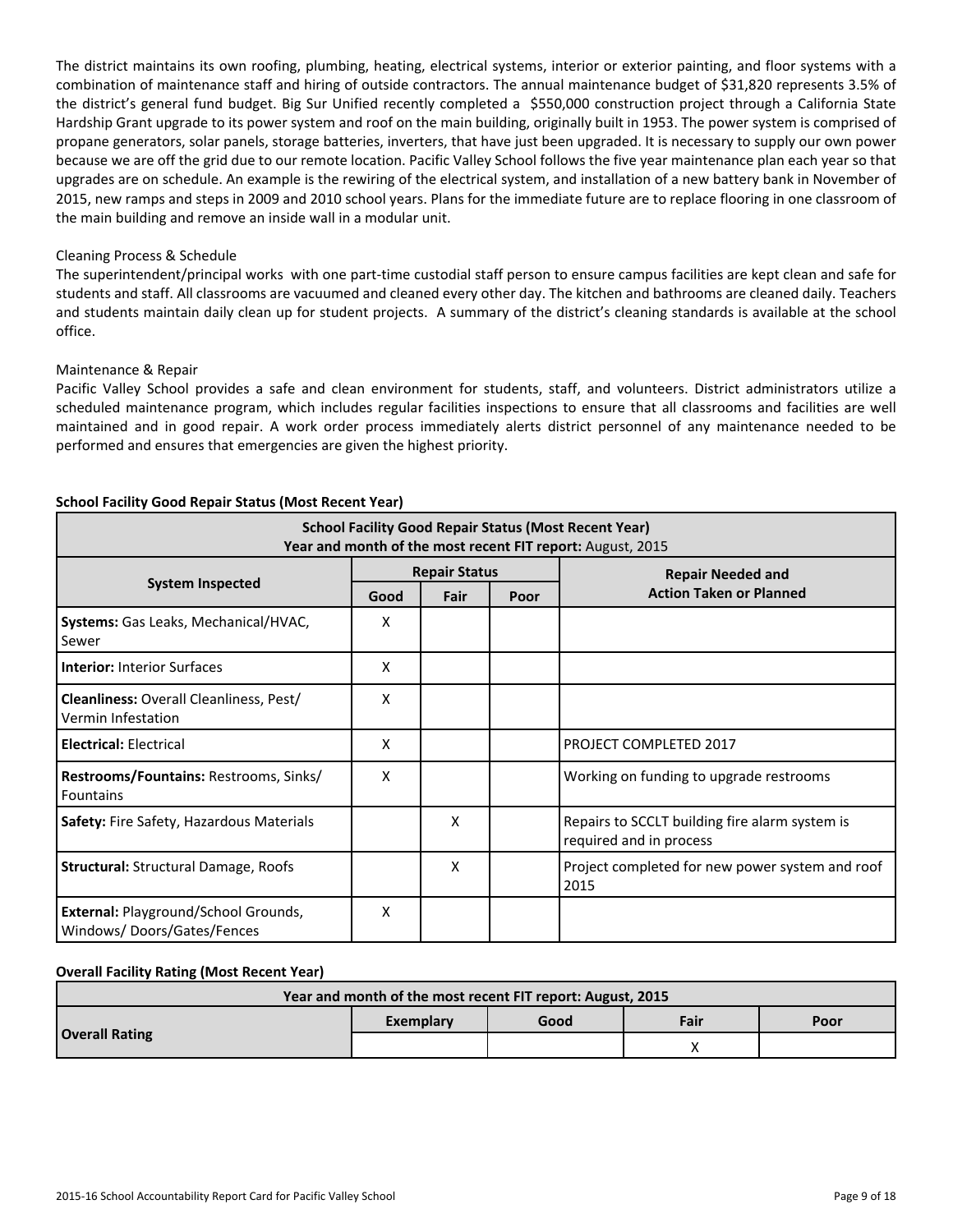The district maintains its own roofing, plumbing, heating, electrical systems, interior or exterior painting, and floor systems with a combination of maintenance staff and hiring of outside contractors. The annual maintenance budget of $31,820 represents 3.5% of the district's general fund budget. Big Sur Unified recently completed a $550,000 construction project through a California State Hardship Grant upgrade to its power system and roof on the main building, originally built in 1953. The power system is comprised of propane generators, solar panels, storage batteries, inverters, that have just been upgraded. It is necessary to supply our own power because we are off the grid due to our remote location. Pacific Valley School follows the five year maintenance plan each year so that upgrades are on schedule. An example is the rewiring of the electrical system, and installation of a new battery bank in November of 2015, new ramps and steps in 2009 and 2010 school years. Plans for the immediate future are to replace flooring in one classroom of the main building and remove an inside wall in a modular unit.

Cleaning Process & Schedule

The superintendent/principal works with one part-time custodial staff person to ensure campus facilities are kept clean and safe for students and staff. All classrooms are vacuumed and cleaned every other day. The kitchen and bathrooms are cleaned daily. Teachers and students maintain daily clean up for student projects. A summary of the district's cleaning standards is available at the school office.

Maintenance & Repair

Pacific Valley School provides a safe and clean environment for students, staff, and volunteers. District administrators utilize a scheduled maintenance program, which includes regular facilities inspections to ensure that all classrooms and facilities are well maintained and in good repair. A work order process immediately alerts district personnel of any maintenance needed to be performed and ensures that emergencies are given the highest priority.

**School Facility Good Repair Status (Most Recent Year)**

| **School Facility Good Repair Status (Most Recent Year)** Year and month of the most recent FIT report: August, 2015 | | | | |
|---|---|---|---|---|
| **System Inspected** | **Repair Status** | | | **Repair Needed and Action Taken or Planned** |
| | **Good** | **Fair** | **Poor** | |
| **Systems:** Gas Leaks, Mechanical/HVAC, Sewer | X | | | |
| **Interior:** Interior Surfaces | X | | | |
| **Cleanliness:** Overall Cleanliness, Pest/ Vermin Infestation | X | | | |
| **Electrical:** Electrical | X | | | PROJECT COMPLETED 2017 |
| **Restrooms/Fountains:** Restrooms, Sinks/ Fountains | X | | | Working on funding to upgrade restrooms |
| **Safety:** Fire Safety, Hazardous Materials | | X | | Repairs to SCCLT building fire alarm system is required and in process |
| **Structural:** Structural Damage, Roofs | | X | | Project completed for new power system and roof 2015 |
| **External:** Playground/School Grounds, Windows/ Doors/Gates/Fences | X | | | |

**Overall Facility Rating (Most Recent Year)**

| **Year and month of the most recent FIT report: August, 2015** | | | | |
|---|---|---|---|---|
| **Overall Rating** | **Exemplary** | **Good** | **Fair** | **Poor** |
| | | | X | |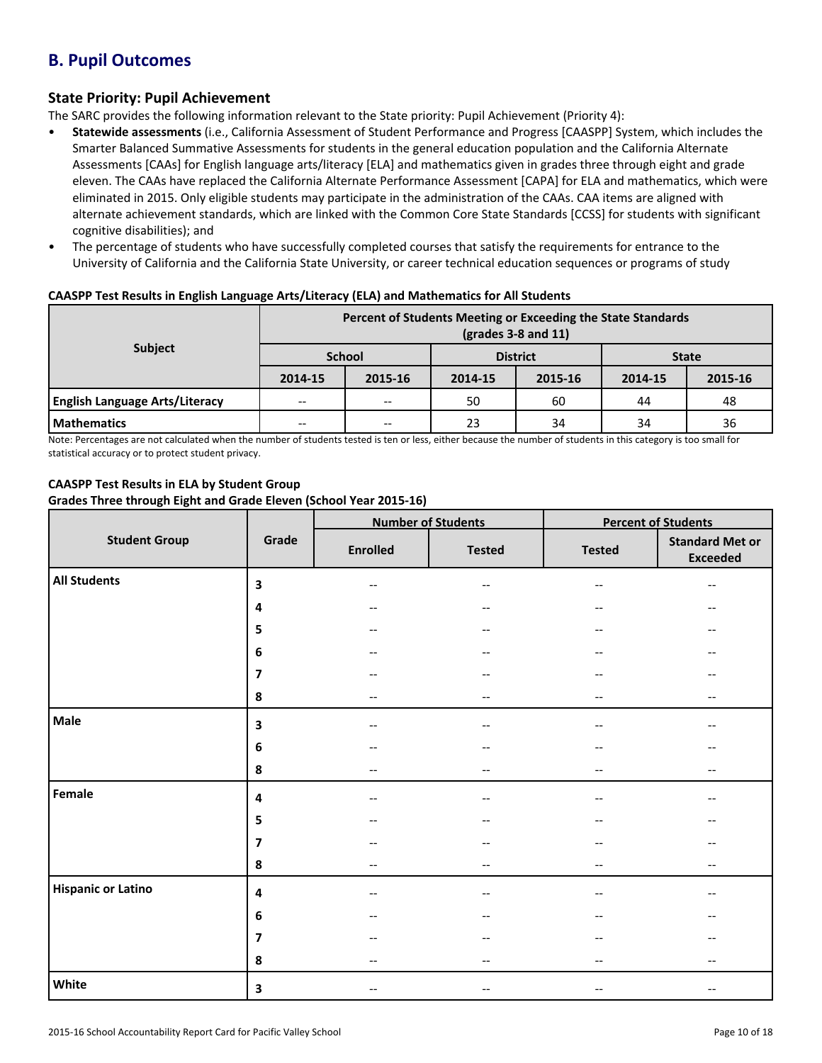## B. Pupil Outcomes

### State Priority: Pupil Achievement

The SARC provides the following information relevant to the State priority: Pupil Achievement (Priority 4):

- **Statewide assessments** (i.e., California Assessment of Student Performance and Progress [CAASPP] System, which includes the Smarter Balanced Summative Assessments for students in the general education population and the California Alternate Assessments [CAAs] for English language arts/literacy [ELA] and mathematics given in grades three through eight and grade eleven. The CAAs have replaced the California Alternate Performance Assessment [CAPA] for ELA and mathematics, which were eliminated in 2015. Only eligible students may participate in the administration of the CAAs. CAA items are aligned with alternate achievement standards, which are linked with the Common Core State Standards [CCSS] for students with significant cognitive disabilities); and
- The percentage of students who have successfully completed courses that satisfy the requirements for entrance to the University of California and the California State University, or career technical education sequences or programs of study

**CAASPP Test Results in English Language Arts/Literacy (ELA) and Mathematics for All Students**

| Subject | Percent of Students Meeting or Exceeding the State Standards (grades 3-8 and 11) | | | | | |
|---|---|---|---|---|---|---|
| | School | | District | | State | |
| | 2014-15 | 2015-16 | 2014-15 | 2015-16 | 2014-15 | 2015-16 |
| **English Language Arts/Literacy** | -- | -- | 50 | 60 | 44 | 48 |
| **Mathematics** | -- | -- | 23 | 34 | 34 | 36 |

Note: Percentages are not calculated when the number of students tested is ten or less, either because the number of students in this category is too small for statistical accuracy or to protect student privacy.

**CAASPP Test Results in ELA by Student Group**
**Grades Three through Eight and Grade Eleven (School Year 2015-16)**

| Student Group | Grade | Number of Students | | Percent of Students | |
|---|---|---|---|---|---|
| | | Enrolled | Tested | Tested | Standard Met or Exceeded |
| **All Students** | **3** | -- | -- | -- | -- |
| | **4** | -- | -- | -- | -- |
| | **5** | -- | -- | -- | -- |
| | **6** | -- | -- | -- | -- |
| | **7** | -- | -- | -- | -- |
| | **8** | -- | -- | -- | -- |
| **Male** | **3** | -- | -- | -- | -- |
| | **6** | -- | -- | -- | -- |
| | **8** | -- | -- | -- | -- |
| **Female** | **4** | -- | -- | -- | -- |
| | **5** | -- | -- | -- | -- |
| | **7** | -- | -- | -- | -- |
| | **8** | -- | -- | -- | -- |
| **Hispanic or Latino** | **4** | -- | -- | -- | -- |
| | **6** | -- | -- | -- | -- |
| | **7** | -- | -- | -- | -- |
| | **8** | -- | -- | -- | -- |
| **White** | **3** | -- | -- | -- | -- |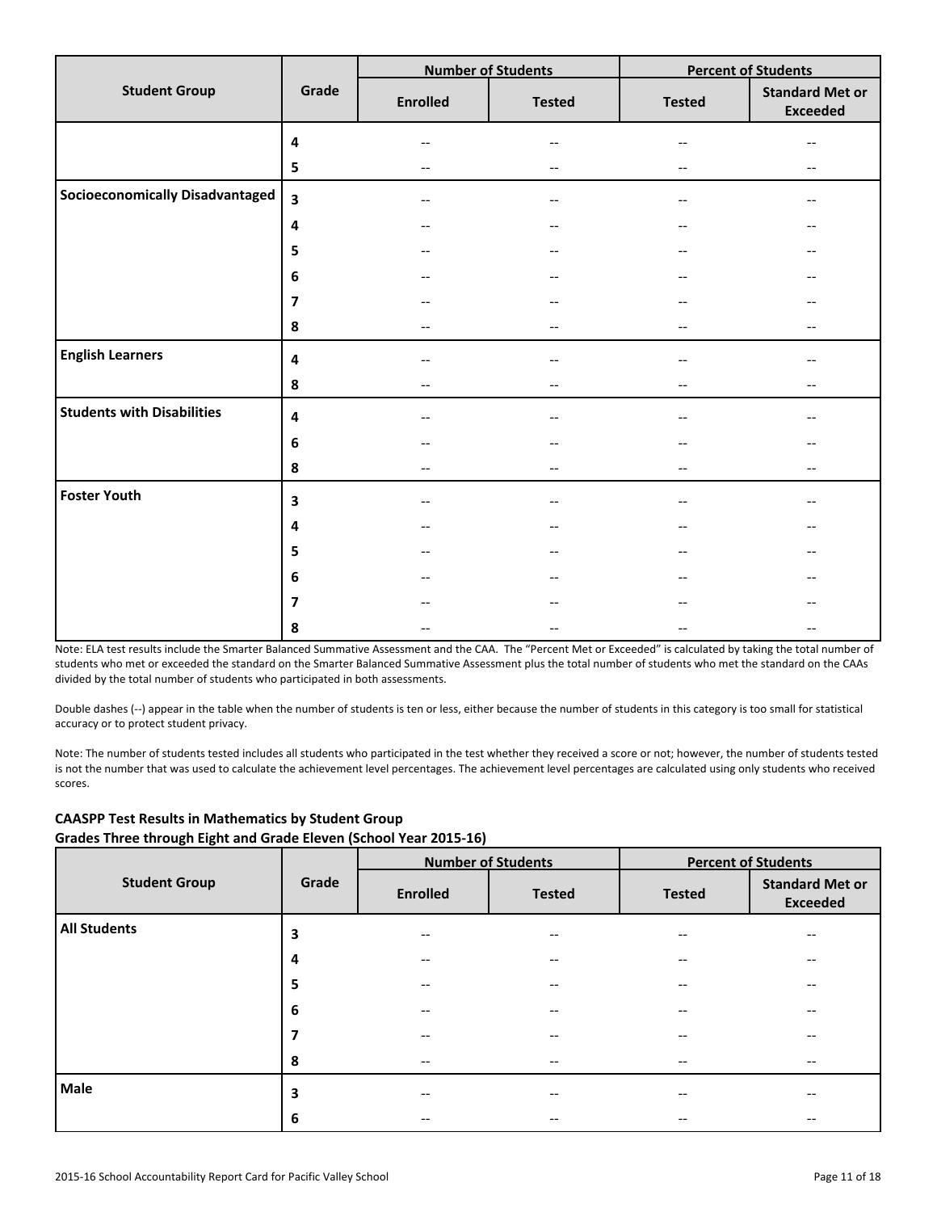| Student Group | Grade | Number of Students | | Percent of Students | |
|---|---|---|---|---|---|
| | | Enrolled | Tested | Tested | Standard Met or Exceeded |
| | 4 | -- | -- | -- | -- |
| | 5 | -- | -- | -- | -- |
| **Socioeconomically Disadvantaged** | 3 | -- | -- | -- | -- |
| | 4 | -- | -- | -- | -- |
| | 5 | -- | -- | -- | -- |
| | 6 | -- | -- | -- | -- |
| | 7 | -- | -- | -- | -- |
| | 8 | -- | -- | -- | -- |
| **English Learners** | 4 | -- | -- | -- | -- |
| | 8 | -- | -- | -- | -- |
| **Students with Disabilities** | 4 | -- | -- | -- | -- |
| | 6 | -- | -- | -- | -- |
| | 8 | -- | -- | -- | -- |
| **Foster Youth** | 3 | -- | -- | -- | -- |
| | 4 | -- | -- | -- | -- |
| | 5 | -- | -- | -- | -- |
| | 6 | -- | -- | -- | -- |
| | 7 | -- | -- | -- | -- |
| | 8 | -- | -- | -- | -- |

Note: ELA test results include the Smarter Balanced Summative Assessment and the CAA. The "Percent Met or Exceeded" is calculated by taking the total number of students who met or exceeded the standard on the Smarter Balanced Summative Assessment plus the total number of students who met the standard on the CAAs divided by the total number of students who participated in both assessments.

Double dashes (--) appear in the table when the number of students is ten or less, either because the number of students in this category is too small for statistical accuracy or to protect student privacy.

Note: The number of students tested includes all students who participated in the test whether they received a score or not; however, the number of students tested is not the number that was used to calculate the achievement level percentages. The achievement level percentages are calculated using only students who received scores.

**CAASPP Test Results in Mathematics by Student Group**
**Grades Three through Eight and Grade Eleven (School Year 2015-16)**

| Student Group | Grade | Number of Students | | Percent of Students | |
|---|---|---|---|---|---|
| | | Enrolled | Tested | Tested | Standard Met or Exceeded |
| **All Students** | 3 | -- | -- | -- | -- |
| | 4 | -- | -- | -- | -- |
| | 5 | -- | -- | -- | -- |
| | 6 | -- | -- | -- | -- |
| | 7 | -- | -- | -- | -- |
| | 8 | -- | -- | -- | -- |
| **Male** | 3 | -- | -- | -- | -- |
| | 6 | -- | -- | -- | -- |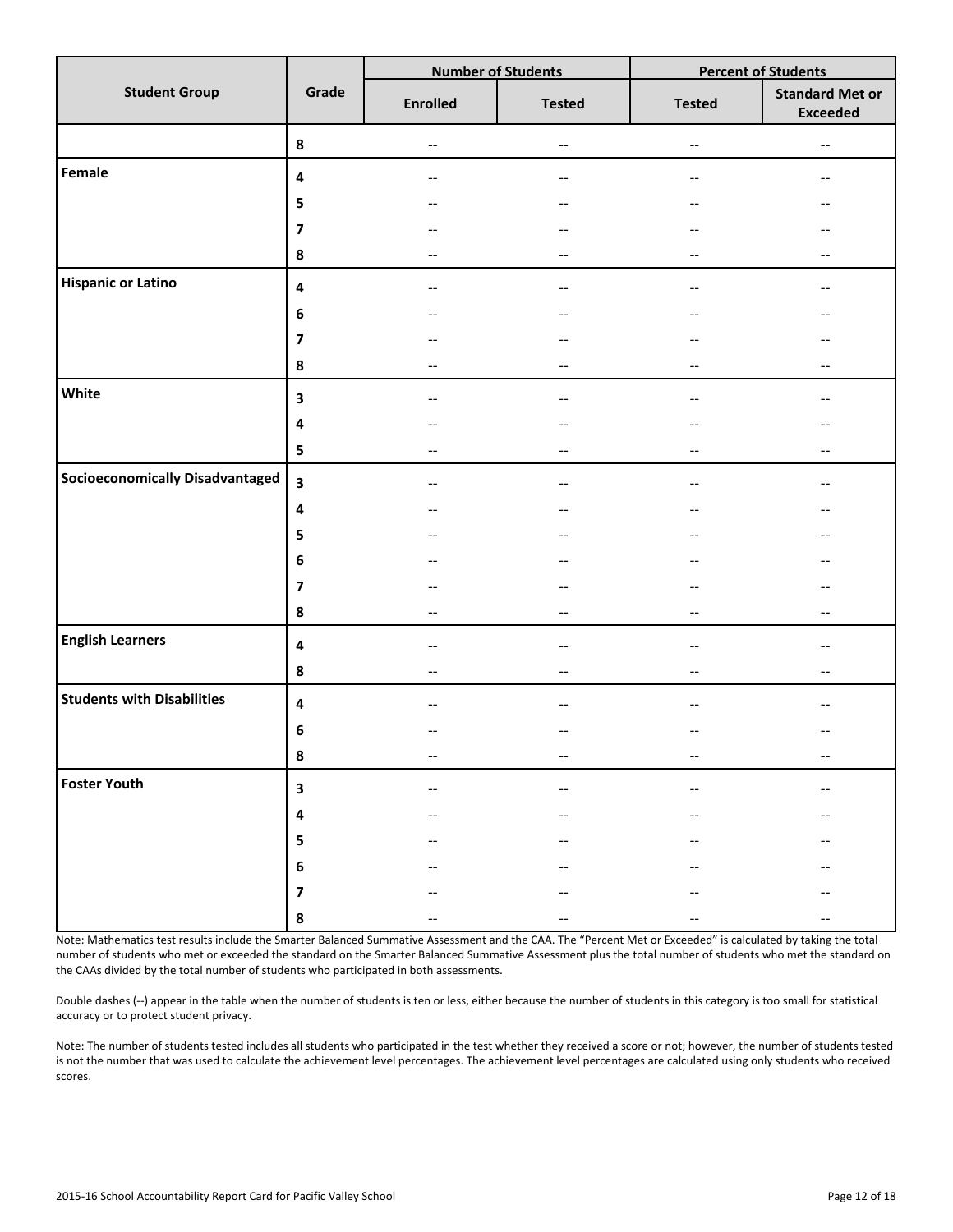| Student Group | Grade | Number of Students | | Percent of Students | |
|---|---|---|---|---|---|
| | | Enrolled | Tested | Tested | Standard Met or Exceeded |
| | 8 | -- | -- | -- | -- |
| Female | 4 | -- | -- | -- | -- |
| | 5 | -- | -- | -- | -- |
| | 7 | -- | -- | -- | -- |
| | 8 | -- | -- | -- | -- |
| Hispanic or Latino | 4 | -- | -- | -- | -- |
| | 6 | -- | -- | -- | -- |
| | 7 | -- | -- | -- | -- |
| | 8 | -- | -- | -- | -- |
| White | 3 | -- | -- | -- | -- |
| | 4 | -- | -- | -- | -- |
| | 5 | -- | -- | -- | -- |
| Socioeconomically Disadvantaged | 3 | -- | -- | -- | -- |
| | 4 | -- | -- | -- | -- |
| | 5 | -- | -- | -- | -- |
| | 6 | -- | -- | -- | -- |
| | 7 | -- | -- | -- | -- |
| | 8 | -- | -- | -- | -- |
| English Learners | 4 | -- | -- | -- | -- |
| | 8 | -- | -- | -- | -- |
| Students with Disabilities | 4 | -- | -- | -- | -- |
| | 6 | -- | -- | -- | -- |
| | 8 | -- | -- | -- | -- |
| Foster Youth | 3 | -- | -- | -- | -- |
| | 4 | -- | -- | -- | -- |
| | 5 | -- | -- | -- | -- |
| | 6 | -- | -- | -- | -- |
| | 7 | -- | -- | -- | -- |
| | 8 | -- | -- | -- | -- |

Note: Mathematics test results include the Smarter Balanced Summative Assessment and the CAA. The "Percent Met or Exceeded" is calculated by taking the total number of students who met or exceeded the standard on the Smarter Balanced Summative Assessment plus the total number of students who met the standard on the CAAs divided by the total number of students who participated in both assessments.

Double dashes (--) appear in the table when the number of students is ten or less, either because the number of students in this category is too small for statistical accuracy or to protect student privacy.

Note: The number of students tested includes all students who participated in the test whether they received a score or not; however, the number of students tested is not the number that was used to calculate the achievement level percentages. The achievement level percentages are calculated using only students who received scores.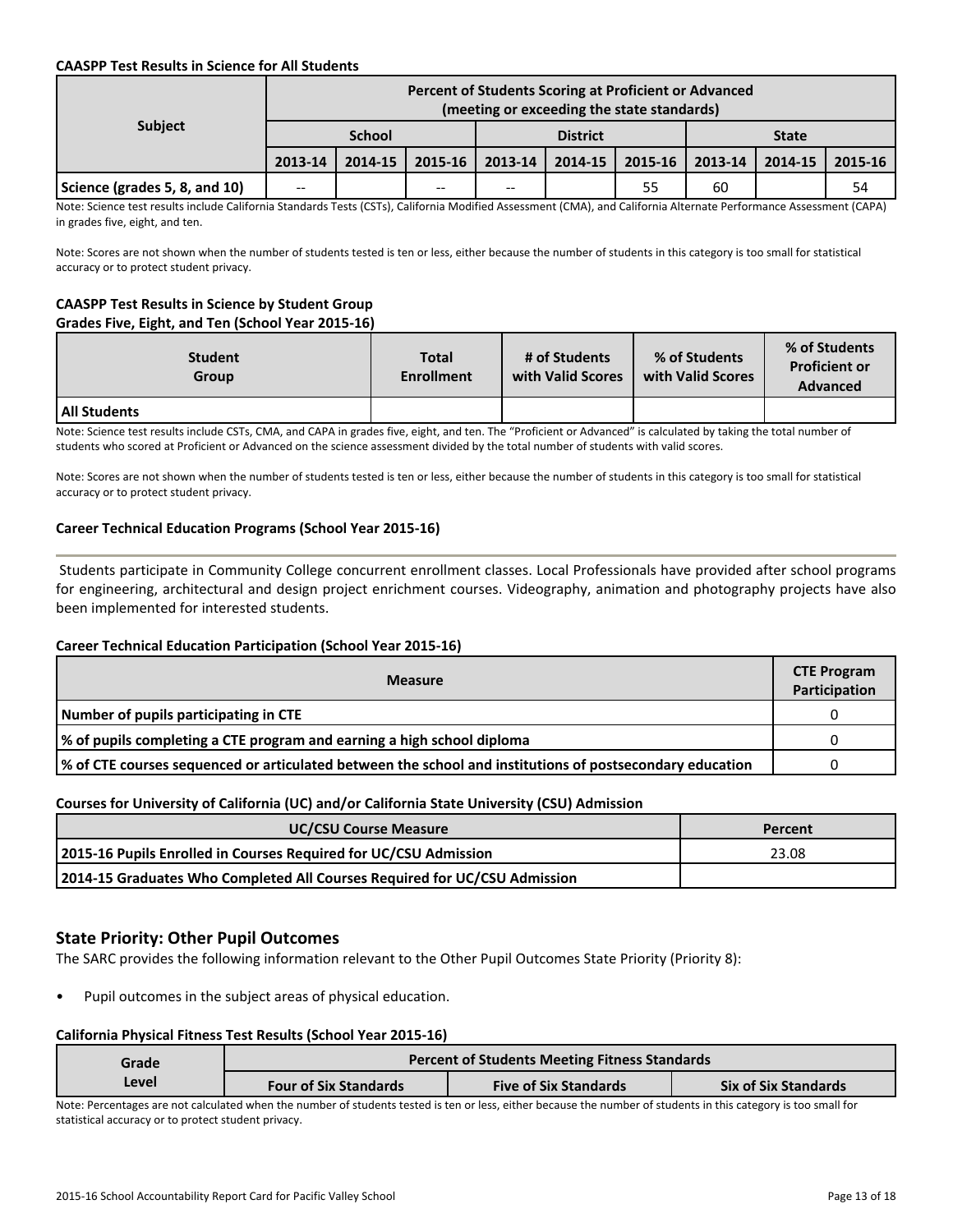**CAASPP Test Results in Science for All Students**

| Subject | Percent of Students Scoring at Proficient or Advanced (meeting or exceeding the state standards) | | | | | | | | |
|---|---|---|---|---|---|---|---|---|---|
| | School | | | District | | | State | | |
| | 2013-14 | 2014-15 | 2015-16 | 2013-14 | 2014-15 | 2015-16 | 2013-14 | 2014-15 | 2015-16 |
| Science (grades 5, 8, and 10) | -- | | -- | -- | | 55 | 60 | | 54 |

Note: Science test results include California Standards Tests (CSTs), California Modified Assessment (CMA), and California Alternate Performance Assessment (CAPA) in grades five, eight, and ten.

Note: Scores are not shown when the number of students tested is ten or less, either because the number of students in this category is too small for statistical accuracy or to protect student privacy.

**CAASPP Test Results in Science by Student Group**
**Grades Five, Eight, and Ten (School Year 2015-16)**

| Student Group | Total Enrollment | # of Students with Valid Scores | % of Students with Valid Scores | % of Students Proficient or Advanced |
|---|---|---|---|---|
| All Students | | | | |

Note: Science test results include CSTs, CMA, and CAPA in grades five, eight, and ten. The "Proficient or Advanced" is calculated by taking the total number of students who scored at Proficient or Advanced on the science assessment divided by the total number of students with valid scores.

Note: Scores are not shown when the number of students tested is ten or less, either because the number of students in this category is too small for statistical accuracy or to protect student privacy.

**Career Technical Education Programs (School Year 2015-16)**

Students participate in Community College concurrent enrollment classes. Local Professionals have provided after school programs for engineering, architectural and design project enrichment courses. Videography, animation and photography projects have also been implemented for interested students.

**Career Technical Education Participation (School Year 2015-16)**

| Measure | CTE Program Participation |
|---|---|
| Number of pupils participating in CTE | 0 |
| % of pupils completing a CTE program and earning a high school diploma | 0 |
| % of CTE courses sequenced or articulated between the school and institutions of postsecondary education | 0 |

**Courses for University of California (UC) and/or California State University (CSU) Admission**

| UC/CSU Course Measure | Percent |
|---|---|
| 2015-16 Pupils Enrolled in Courses Required for UC/CSU Admission | 23.08 |
| 2014-15 Graduates Who Completed All Courses Required for UC/CSU Admission | |

## State Priority: Other Pupil Outcomes

The SARC provides the following information relevant to the Other Pupil Outcomes State Priority (Priority 8):

- Pupil outcomes in the subject areas of physical education.

**California Physical Fitness Test Results (School Year 2015-16)**

| Grade Level | Percent of Students Meeting Fitness Standards | | |
|---|---|---|---|
| | Four of Six Standards | Five of Six Standards | Six of Six Standards |

Note: Percentages are not calculated when the number of students tested is ten or less, either because the number of students in this category is too small for statistical accuracy or to protect student privacy.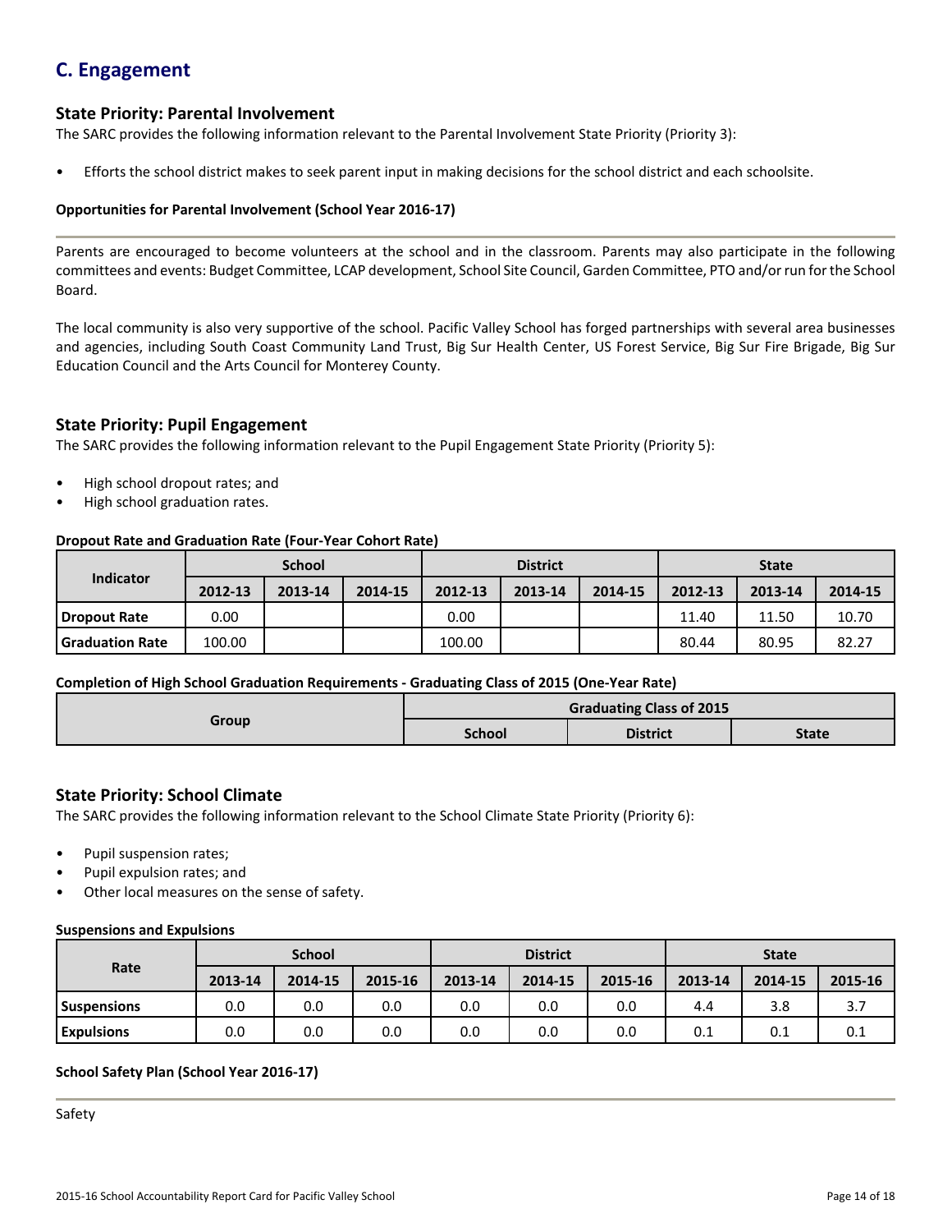## C. Engagement

### State Priority: Parental Involvement

The SARC provides the following information relevant to the Parental Involvement State Priority (Priority 3):

- Efforts the school district makes to seek parent input in making decisions for the school district and each schoolsite.

**Opportunities for Parental Involvement (School Year 2016-17)**

Parents are encouraged to become volunteers at the school and in the classroom. Parents may also participate in the following committees and events: Budget Committee, LCAP development, School Site Council, Garden Committee, PTO and/or run for the School Board.

The local community is also very supportive of the school. Pacific Valley School has forged partnerships with several area businesses and agencies, including South Coast Community Land Trust, Big Sur Health Center, US Forest Service, Big Sur Fire Brigade, Big Sur Education Council and the Arts Council for Monterey County.

### State Priority: Pupil Engagement

The SARC provides the following information relevant to the Pupil Engagement State Priority (Priority 5):

- High school dropout rates; and
- High school graduation rates.

**Dropout Rate and Graduation Rate (Four-Year Cohort Rate)**

| Indicator | School | | | District | | | State | | |
|---|---|---|---|---|---|---|---|---|---|
| | 2012-13 | 2013-14 | 2014-15 | 2012-13 | 2013-14 | 2014-15 | 2012-13 | 2013-14 | 2014-15 |
| Dropout Rate | 0.00 | | | 0.00 | | | 11.40 | 11.50 | 10.70 |
| Graduation Rate | 100.00 | | | 100.00 | | | 80.44 | 80.95 | 82.27 |

**Completion of High School Graduation Requirements - Graduating Class of 2015 (One-Year Rate)**

| Group | Graduating Class of 2015 | | |
|---|---|---|---|
| | School | District | State |

### State Priority: School Climate

The SARC provides the following information relevant to the School Climate State Priority (Priority 6):

- Pupil suspension rates;
- Pupil expulsion rates; and
- Other local measures on the sense of safety.

**Suspensions and Expulsions**

| Rate | School | | | District | | | State | | |
|---|---|---|---|---|---|---|---|---|---|
| | 2013-14 | 2014-15 | 2015-16 | 2013-14 | 2014-15 | 2015-16 | 2013-14 | 2014-15 | 2015-16 |
| Suspensions | 0.0 | 0.0 | 0.0 | 0.0 | 0.0 | 0.0 | 4.4 | 3.8 | 3.7 |
| Expulsions | 0.0 | 0.0 | 0.0 | 0.0 | 0.0 | 0.0 | 0.1 | 0.1 | 0.1 |

**School Safety Plan (School Year 2016-17)**

Safety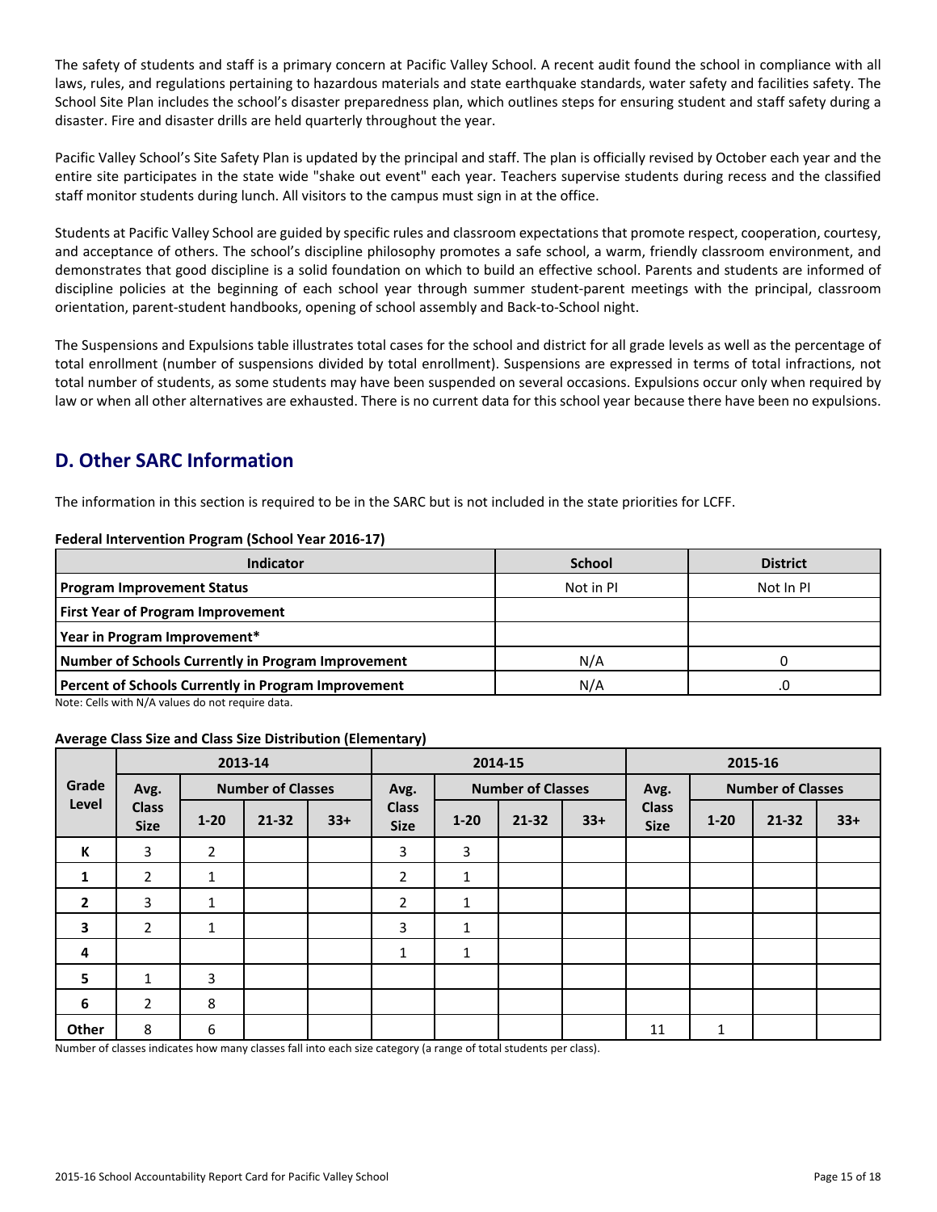The safety of students and staff is a primary concern at Pacific Valley School. A recent audit found the school in compliance with all laws, rules, and regulations pertaining to hazardous materials and state earthquake standards, water safety and facilities safety. The School Site Plan includes the school's disaster preparedness plan, which outlines steps for ensuring student and staff safety during a disaster. Fire and disaster drills are held quarterly throughout the year.

Pacific Valley School's Site Safety Plan is updated by the principal and staff. The plan is officially revised by October each year and the entire site participates in the state wide "shake out event" each year. Teachers supervise students during recess and the classified staff monitor students during lunch. All visitors to the campus must sign in at the office.

Students at Pacific Valley School are guided by specific rules and classroom expectations that promote respect, cooperation, courtesy, and acceptance of others. The school's discipline philosophy promotes a safe school, a warm, friendly classroom environment, and demonstrates that good discipline is a solid foundation on which to build an effective school. Parents and students are informed of discipline policies at the beginning of each school year through summer student-parent meetings with the principal, classroom orientation, parent-student handbooks, opening of school assembly and Back-to-School night.

The Suspensions and Expulsions table illustrates total cases for the school and district for all grade levels as well as the percentage of total enrollment (number of suspensions divided by total enrollment). Suspensions are expressed in terms of total infractions, not total number of students, as some students may have been suspended on several occasions. Expulsions occur only when required by law or when all other alternatives are exhausted. There is no current data for this school year because there have been no expulsions.

## D. Other SARC Information

The information in this section is required to be in the SARC but is not included in the state priorities for LCFF.

**Federal Intervention Program (School Year 2016-17)**

| Indicator | School | District |
|---|---|---|
| **Program Improvement Status** | Not in PI | Not In PI |
| **First Year of Program Improvement** | | |
| **Year in Program Improvement*** | | |
| **Number of Schools Currently in Program Improvement** | N/A | 0 |
| **Percent of Schools Currently in Program Improvement** | N/A | .0 |

Note: Cells with N/A values do not require data.

**Average Class Size and Class Size Distribution (Elementary)**

| Grade Level | 2013-14 | | | | 2014-15 | | | | 2015-16 | | | |
|---|---|---|---|---|---|---|---|---|---|---|---|---|
| | Avg. Class Size | Number of Classes | | | Avg. Class Size | Number of Classes | | | Avg. Class Size | Number of Classes | | |
| | | 1-20 | 21-32 | 33+ | | 1-20 | 21-32 | 33+ | | 1-20 | 21-32 | 33+ |
| **K** | 3 | 2 | | | 3 | 3 | | | | | | |
| **1** | 2 | 1 | | | 2 | 1 | | | | | | |
| **2** | 3 | 1 | | | 2 | 1 | | | | | | |
| **3** | 2 | 1 | | | 3 | 1 | | | | | | |
| **4** | | | | | 1 | 1 | | | | | | |
| **5** | 1 | 3 | | | | | | | | | | |
| **6** | 2 | 8 | | | | | | | | | | |
| **Other** | 8 | 6 | | | | | | | 11 | 1 | | |

Number of classes indicates how many classes fall into each size category (a range of total students per class).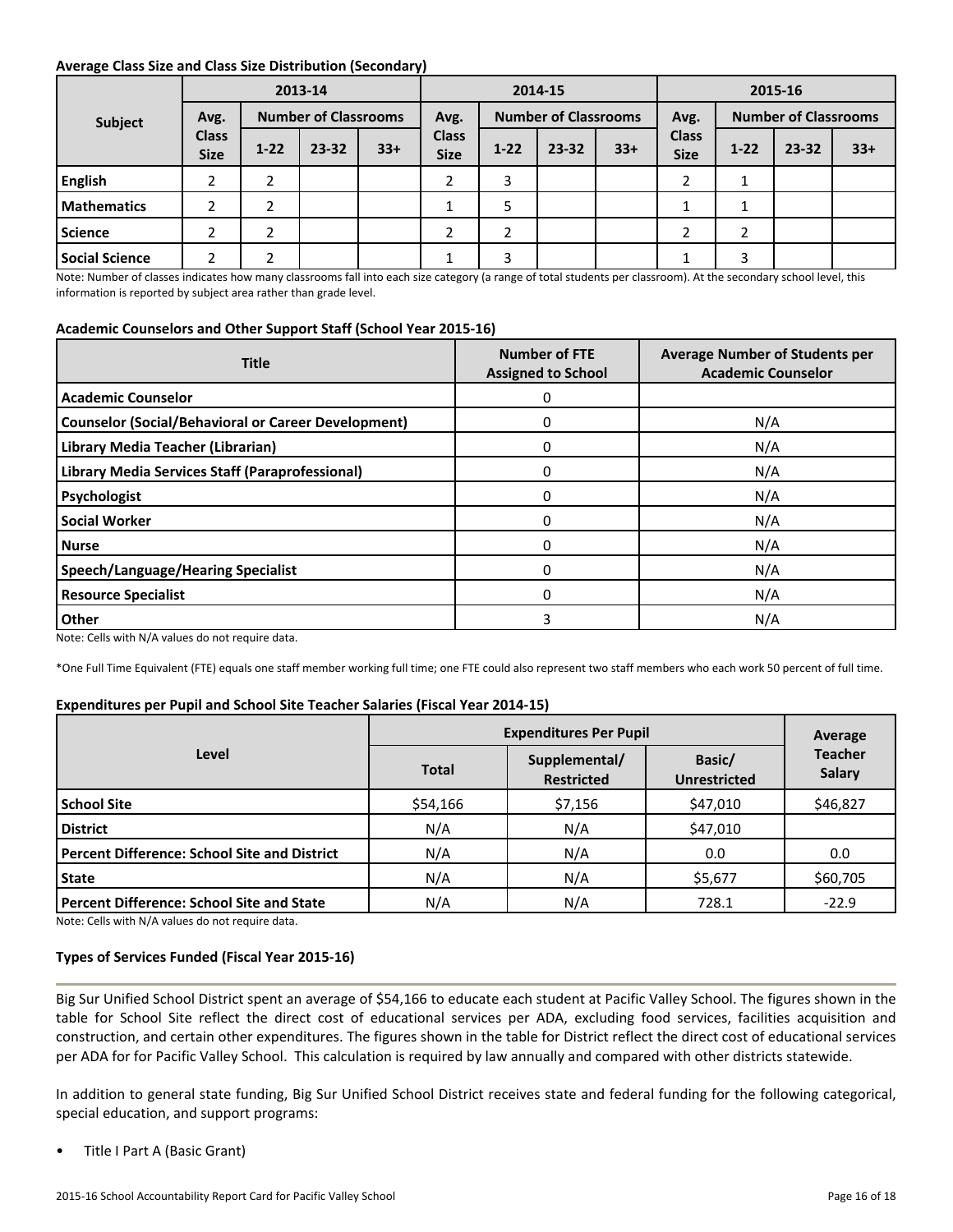**Average Class Size and Class Size Distribution (Secondary)**

| Subject | 2013-14 | | | | 2014-15 | | | | 2015-16 | | | |
|---|---|---|---|---|---|---|---|---|---|---|---|---|
| | Avg. Class Size | Number of Classrooms | | | Avg. Class Size | Number of Classrooms | | | Avg. Class Size | Number of Classrooms | | |
| | | 1-22 | 23-32 | 33+ | | 1-22 | 23-32 | 33+ | | 1-22 | 23-32 | 33+ |
| English | 2 | 2 | | | 2 | 3 | | | 2 | 1 | | |
| Mathematics | 2 | 2 | | | 1 | 5 | | | 1 | 1 | | |
| Science | 2 | 2 | | | 2 | 2 | | | 2 | 2 | | |
| Social Science | 2 | 2 | | | 1 | 3 | | | 1 | 3 | | |

Note: Number of classes indicates how many classrooms fall into each size category (a range of total students per classroom). At the secondary school level, this information is reported by subject area rather than grade level.

**Academic Counselors and Other Support Staff (School Year 2015-16)**

| Title | Number of FTE Assigned to School | Average Number of Students per Academic Counselor |
|---|---|---|
| Academic Counselor | 0 | |
| Counselor (Social/Behavioral or Career Development) | 0 | N/A |
| Library Media Teacher (Librarian) | 0 | N/A |
| Library Media Services Staff (Paraprofessional) | 0 | N/A |
| Psychologist | 0 | N/A |
| Social Worker | 0 | N/A |
| Nurse | 0 | N/A |
| Speech/Language/Hearing Specialist | 0 | N/A |
| Resource Specialist | 0 | N/A |
| Other | 3 | N/A |

Note: Cells with N/A values do not require data.

*One Full Time Equivalent (FTE) equals one staff member working full time; one FTE could also represent two staff members who each work 50 percent of full time.

**Expenditures per Pupil and School Site Teacher Salaries (Fiscal Year 2014-15)**

| Level | Expenditures Per Pupil | | | Average Teacher Salary |
|---|---|---|---|---|
| | Total | Supplemental/ Restricted | Basic/ Unrestricted | |
| School Site | $54,166 | $7,156 | $47,010 | $46,827 |
| District | N/A | N/A | $47,010 | |
| Percent Difference: School Site and District | N/A | N/A | 0.0 | 0.0 |
| State | N/A | N/A | $5,677 | $60,705 |
| Percent Difference: School Site and State | N/A | N/A | 728.1 | -22.9 |

Note: Cells with N/A values do not require data.

**Types of Services Funded (Fiscal Year 2015-16)**

Big Sur Unified School District spent an average of $54,166 to educate each student at Pacific Valley School. The figures shown in the table for School Site reflect the direct cost of educational services per ADA, excluding food services, facilities acquisition and construction, and certain other expenditures. The figures shown in the table for District reflect the direct cost of educational services per ADA for for Pacific Valley School. This calculation is required by law annually and compared with other districts statewide.

In addition to general state funding, Big Sur Unified School District receives state and federal funding for the following categorical, special education, and support programs:

- Title I Part A (Basic Grant)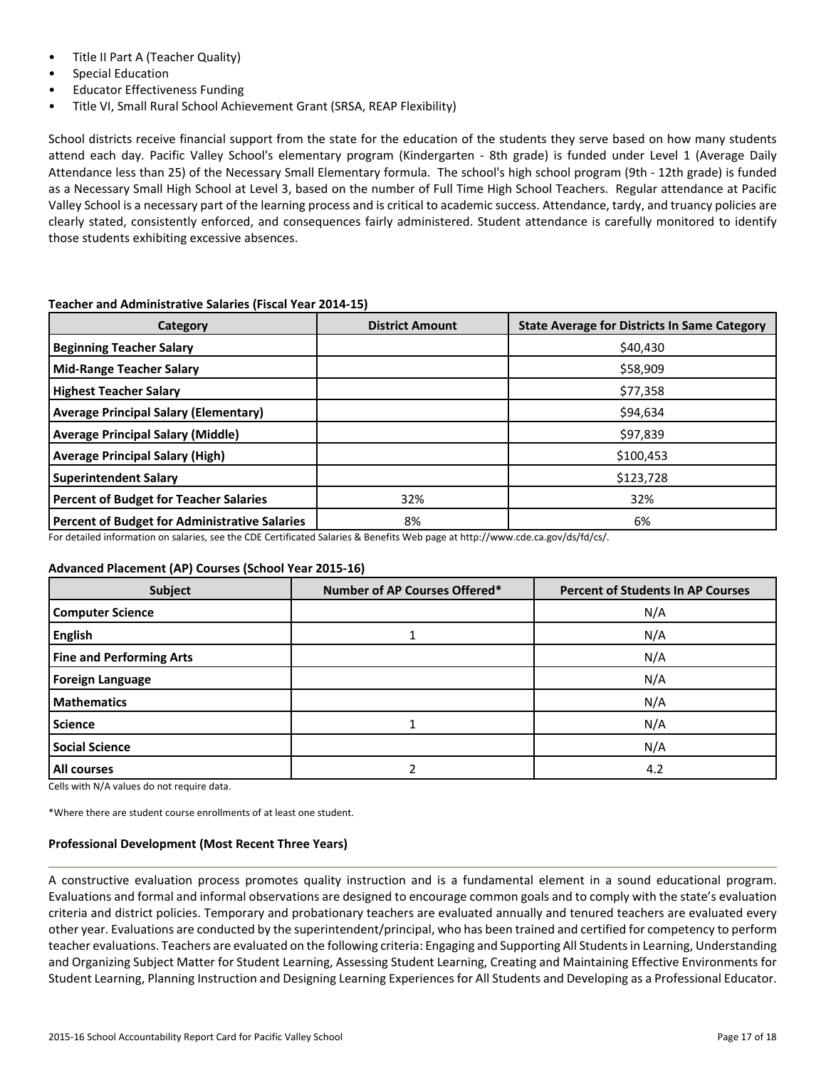- Title II Part A (Teacher Quality)
- Special Education
- Educator Effectiveness Funding
- Title VI, Small Rural School Achievement Grant (SRSA, REAP Flexibility)

School districts receive financial support from the state for the education of the students they serve based on how many students attend each day. Pacific Valley School's elementary program (Kindergarten - 8th grade) is funded under Level 1 (Average Daily Attendance less than 25) of the Necessary Small Elementary formula. The school's high school program (9th - 12th grade) is funded as a Necessary Small High School at Level 3, based on the number of Full Time High School Teachers. Regular attendance at Pacific Valley School is a necessary part of the learning process and is critical to academic success. Attendance, tardy, and truancy policies are clearly stated, consistently enforced, and consequences fairly administered. Student attendance is carefully monitored to identify those students exhibiting excessive absences.

**Teacher and Administrative Salaries (Fiscal Year 2014-15)**

| Category | District Amount | State Average for Districts In Same Category |
|---|---|---|
| **Beginning Teacher Salary** | | $40,430 |
| **Mid-Range Teacher Salary** | | $58,909 |
| **Highest Teacher Salary** | | $77,358 |
| **Average Principal Salary (Elementary)** | | $94,634 |
| **Average Principal Salary (Middle)** | | $97,839 |
| **Average Principal Salary (High)** | | $100,453 |
| **Superintendent Salary** | | $123,728 |
| **Percent of Budget for Teacher Salaries** | 32% | 32% |
| **Percent of Budget for Administrative Salaries** | 8% | 6% |

For detailed information on salaries, see the CDE Certificated Salaries & Benefits Web page at http://www.cde.ca.gov/ds/fd/cs/.

**Advanced Placement (AP) Courses (School Year 2015-16)**

| Subject | Number of AP Courses Offered* | Percent of Students In AP Courses |
|---|---|---|
| **Computer Science** | | N/A |
| **English** | 1 | N/A |
| **Fine and Performing Arts** | | N/A |
| **Foreign Language** | | N/A |
| **Mathematics** | | N/A |
| **Science** | 1 | N/A |
| **Social Science** | | N/A |
| **All courses** | 2 | 4.2 |

Cells with N/A values do not require data.

*Where there are student course enrollments of at least one student.

**Professional Development (Most Recent Three Years)**

A constructive evaluation process promotes quality instruction and is a fundamental element in a sound educational program. Evaluations and formal and informal observations are designed to encourage common goals and to comply with the state's evaluation criteria and district policies. Temporary and probationary teachers are evaluated annually and tenured teachers are evaluated every other year. Evaluations are conducted by the superintendent/principal, who has been trained and certified for competency to perform teacher evaluations. Teachers are evaluated on the following criteria: Engaging and Supporting All Students in Learning, Understanding and Organizing Subject Matter for Student Learning, Assessing Student Learning, Creating and Maintaining Effective Environments for Student Learning, Planning Instruction and Designing Learning Experiences for All Students and Developing as a Professional Educator.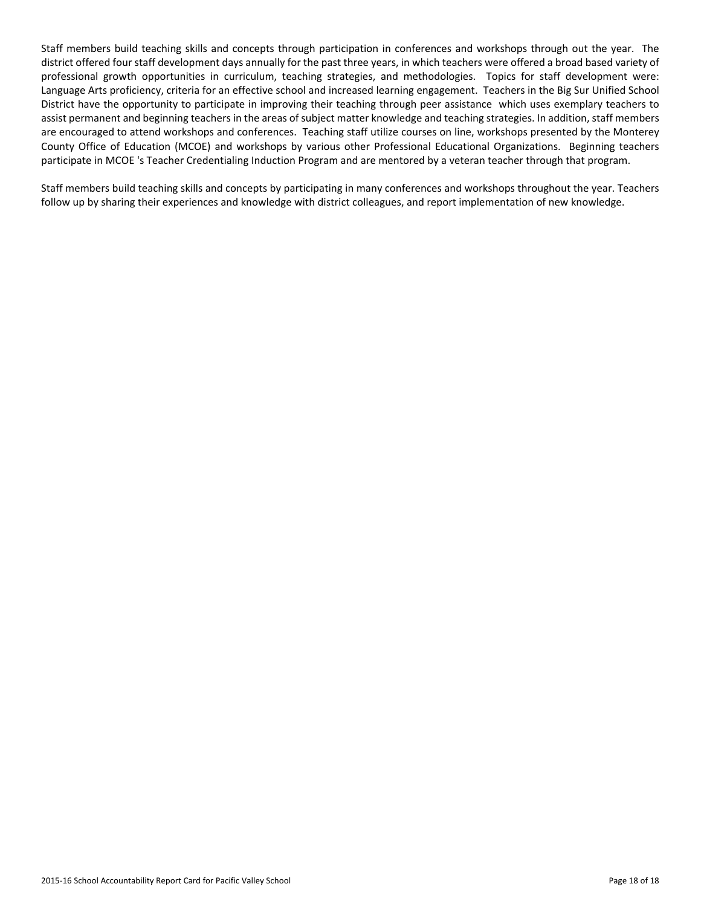Staff members build teaching skills and concepts through participation in conferences and workshops through out the year. The district offered four staff development days annually for the past three years, in which teachers were offered a broad based variety of professional growth opportunities in curriculum, teaching strategies, and methodologies. Topics for staff development were: Language Arts proficiency, criteria for an effective school and increased learning engagement. Teachers in the Big Sur Unified School District have the opportunity to participate in improving their teaching through peer assistance which uses exemplary teachers to assist permanent and beginning teachers in the areas of subject matter knowledge and teaching strategies. In addition, staff members are encouraged to attend workshops and conferences. Teaching staff utilize courses on line, workshops presented by the Monterey County Office of Education (MCOE) and workshops by various other Professional Educational Organizations. Beginning teachers participate in MCOE 's Teacher Credentialing Induction Program and are mentored by a veteran teacher through that program.

Staff members build teaching skills and concepts by participating in many conferences and workshops throughout the year. Teachers follow up by sharing their experiences and knowledge with district colleagues, and report implementation of new knowledge.